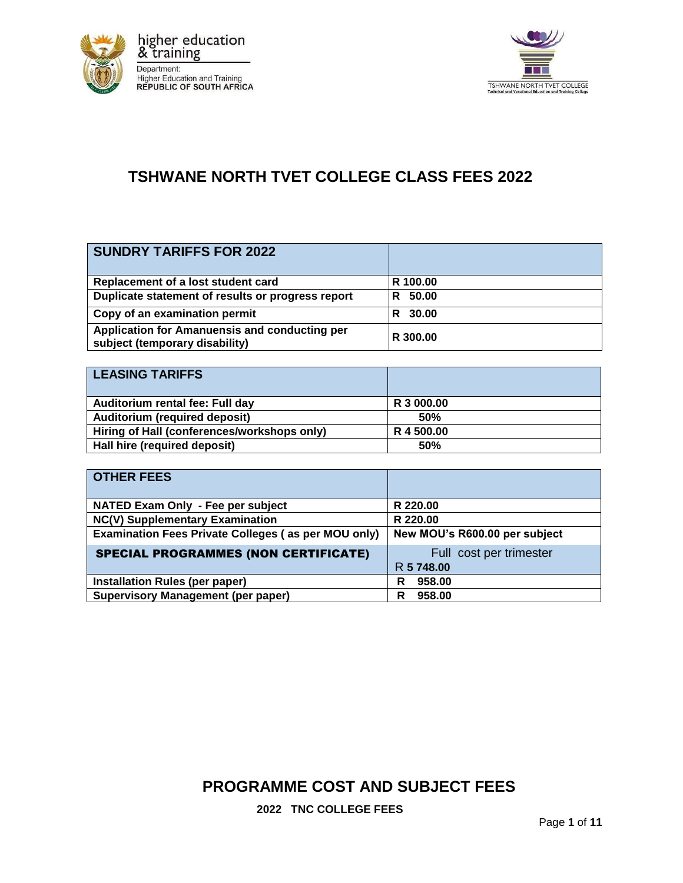# TSHWANE NORTH TVET COLLEGE CLASS FEES 2022

| SUNDRY TARIFFS FOR 2022 | |
|---|---|
| Replacement of a lost student card | R 100.00 |
| Duplicate statement of results or progress report | R 50.00 |
| Copy of an examination permit | R 30.00 |
| Application for Amanuensis and conducting per subject (temporary disability) | R 300.00 |

| LEASING TARIFFS | |
|---|---|
| Auditorium rental fee: Full day | R 3 000.00 |
| Auditorium (required deposit) | 50% |
| Hiring of Hall (conferences/workshops only) | R 4 500.00 |
| Hall hire (required deposit) | 50% |

| OTHER FEES | |
|---|---|
| NATED Exam Only - Fee per subject | R 220.00 |
| NC(V) Supplementary Examination | R 220.00 |
| Examination Fees Private Colleges ( as per MOU only) | New MOU's R600.00 per subject |
| **SPECIAL PROGRAMMES (NON CERTIFICATE)** | Full cost per trimester R 5 748.00 |
| Installation Rules (per paper) | R 958.00 |
| Supervisory Management (per paper) | R 958.00 |

## PROGRAMME COST AND SUBJECT FEES

**2022 TNC COLLEGE FEES**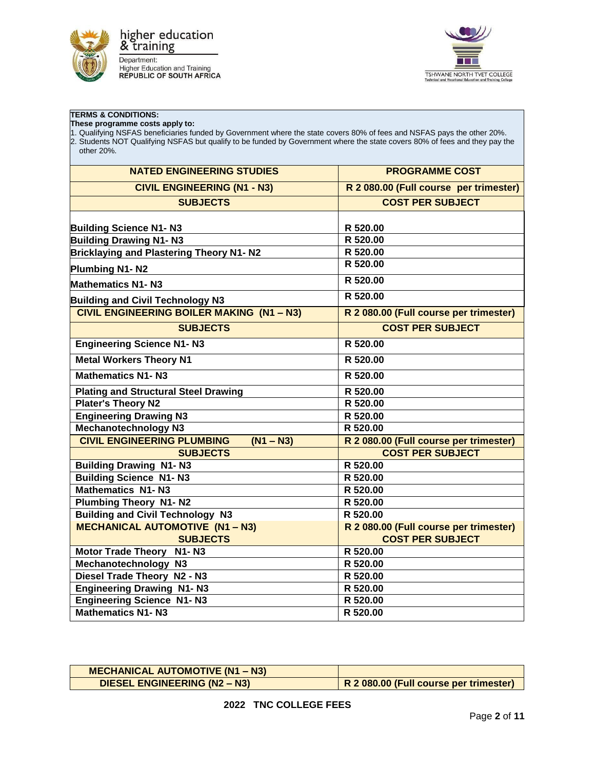higher education & training

Department: Higher Education and Training REPUBLIC OF SOUTH AFRICA

TSHWANE NORTH TVET COLLEGE
Technical and Vocational Education and Training College

**TERMS & CONDITIONS:**
**These programme costs apply to:**

1. Qualifying NSFAS beneficiaries funded by Government where the state covers 80% of fees and NSFAS pays the other 20%.
2. Students NOT Qualifying NSFAS but qualify to be funded by Government where the state covers 80% of fees and they pay the other 20%.

| NATED ENGINEERING STUDIES | PROGRAMME COST |
|---|---|
| **CIVIL ENGINEERING (N1 - N3)** | **R 2 080.00 (Full course per trimester)** |
| **SUBJECTS** | **COST PER SUBJECT** |
| Building Science N1- N3 | R 520.00 |
| Building Drawing N1- N3 | R 520.00 |
| Bricklaying and Plastering Theory N1- N2 | R 520.00 |
| Plumbing N1- N2 | R 520.00 |
| Mathematics N1- N3 | R 520.00 |
| Building and Civil Technology N3 | R 520.00 |
| **CIVIL ENGINEERING BOILER MAKING (N1 – N3)** | **R 2 080.00 (Full course per trimester)** |
| **SUBJECTS** | **COST PER SUBJECT** |
| Engineering Science N1- N3 | R 520.00 |
| Metal Workers Theory N1 | R 520.00 |
| Mathematics N1- N3 | R 520.00 |
| Plating and Structural Steel Drawing | R 520.00 |
| Plater's Theory N2 | R 520.00 |
| Engineering Drawing N3 | R 520.00 |
| Mechanotechnology N3 | R 520.00 |
| **CIVIL ENGINEERING PLUMBING (N1 – N3)** | **R 2 080.00 (Full course per trimester)** |
| **SUBJECTS** | **COST PER SUBJECT** |
| Building Drawing N1- N3 | R 520.00 |
| Building Science N1- N3 | R 520.00 |
| Mathematics N1- N3 | R 520.00 |
| Plumbing Theory N1- N2 | R 520.00 |
| Building and Civil Technology N3 | R 520.00 |
| **MECHANICAL AUTOMOTIVE (N1 – N3)** | **R 2 080.00 (Full course per trimester)** |
| **SUBJECTS** | **COST PER SUBJECT** |
| Motor Trade Theory N1- N3 | R 520.00 |
| Mechanotechnology N3 | R 520.00 |
| Diesel Trade Theory N2 - N3 | R 520.00 |
| Engineering Drawing N1- N3 | R 520.00 |
| Engineering Science N1- N3 | R 520.00 |
| Mathematics N1- N3 | R 520.00 |

| MECHANICAL AUTOMOTIVE (N1 – N3) | |
|---|---|
| **DIESEL ENGINEERING (N2 – N3)** | **R 2 080.00 (Full course per trimester)** |

**2022 TNC COLLEGE FEES**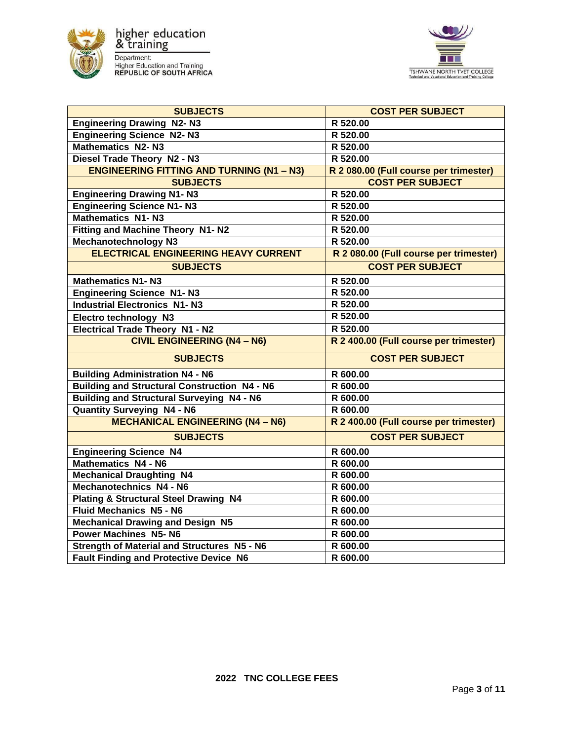| SUBJECTS | COST PER SUBJECT |
|---|---|
| Engineering Drawing N2- N3 | R 520.00 |
| Engineering Science N2- N3 | R 520.00 |
| Mathematics N2- N3 | R 520.00 |
| Diesel Trade Theory N2 - N3 | R 520.00 |
| **ENGINEERING FITTING AND TURNING (N1 – N3)** | **R 2 080.00 (Full course per trimester)** |
| **SUBJECTS** | **COST PER SUBJECT** |
| Engineering Drawing N1- N3 | R 520.00 |
| Engineering Science N1- N3 | R 520.00 |
| Mathematics N1- N3 | R 520.00 |
| Fitting and Machine Theory N1- N2 | R 520.00 |
| Mechanotechnology N3 | R 520.00 |
| **ELECTRICAL ENGINEERING HEAVY CURRENT** | **R 2 080.00 (Full course per trimester)** |
| **SUBJECTS** | **COST PER SUBJECT** |
| Mathematics N1- N3 | R 520.00 |
| Engineering Science N1- N3 | R 520.00 |
| Industrial Electronics N1- N3 | R 520.00 |
| Electro technology N3 | R 520.00 |
| Electrical Trade Theory N1 - N2 | R 520.00 |
| **CIVIL ENGINEERING (N4 – N6)** | **R 2 400.00 (Full course per trimester)** |
| **SUBJECTS** | **COST PER SUBJECT** |
| Building Administration N4 - N6 | R 600.00 |
| Building and Structural Construction N4 - N6 | R 600.00 |
| Building and Structural Surveying N4 - N6 | R 600.00 |
| Quantity Surveying N4 - N6 | R 600.00 |
| **MECHANICAL ENGINEERING (N4 – N6)** | **R 2 400.00 (Full course per trimester)** |
| **SUBJECTS** | **COST PER SUBJECT** |
| Engineering Science N4 | R 600.00 |
| Mathematics N4 - N6 | R 600.00 |
| Mechanical Draughting N4 | R 600.00 |
| Mechanotechnics N4 - N6 | R 600.00 |
| Plating & Structural Steel Drawing N4 | R 600.00 |
| Fluid Mechanics N5 - N6 | R 600.00 |
| Mechanical Drawing and Design N5 | R 600.00 |
| Power Machines N5- N6 | R 600.00 |
| Strength of Material and Structures N5 - N6 | R 600.00 |
| Fault Finding and Protective Device N6 | R 600.00 |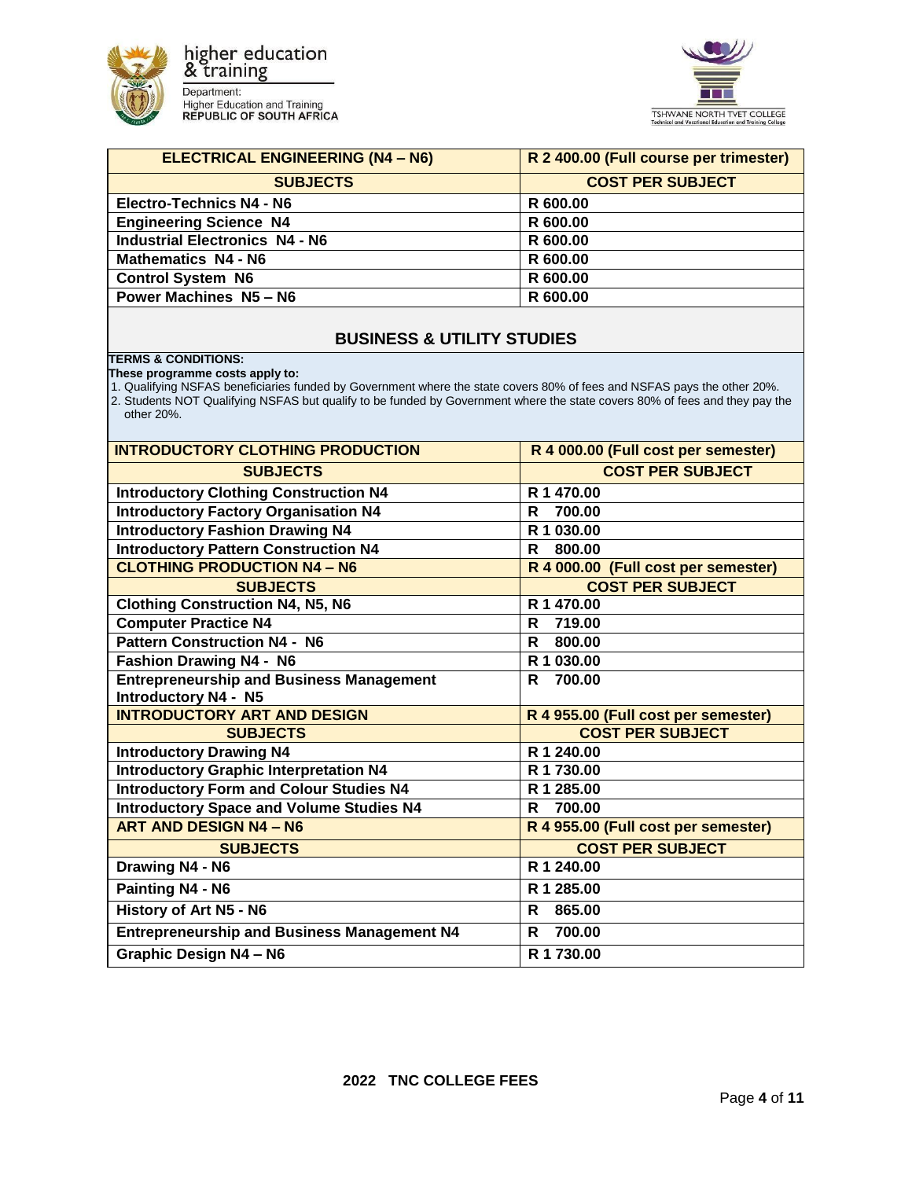| ELECTRICAL ENGINEERING (N4 – N6) | R 2 400.00 (Full course per trimester) |
|---|---|
| **SUBJECTS** | **COST PER SUBJECT** |
| Electro-Technics N4 - N6 | R 600.00 |
| Engineering Science N4 | R 600.00 |
| Industrial Electronics N4 - N6 | R 600.00 |
| Mathematics N4 - N6 | R 600.00 |
| Control System N6 | R 600.00 |
| Power Machines N5 – N6 | R 600.00 |

## BUSINESS & UTILITY STUDIES

**TERMS & CONDITIONS:**

**These programme costs apply to:**

1. Qualifying NSFAS beneficiaries funded by Government where the state covers 80% of fees and NSFAS pays the other 20%.
2. Students NOT Qualifying NSFAS but qualify to be funded by Government where the state covers 80% of fees and they pay the other 20%.

| INTRODUCTORY CLOTHING PRODUCTION | R 4 000.00 (Full cost per semester) |
|---|---|
| **SUBJECTS** | **COST PER SUBJECT** |
| Introductory Clothing Construction N4 | R 1 470.00 |
| Introductory Factory Organisation N4 | R 700.00 |
| Introductory Fashion Drawing N4 | R 1 030.00 |
| Introductory Pattern Construction N4 | R 800.00 |
| **CLOTHING PRODUCTION N4 – N6** | **R 4 000.00 (Full cost per semester)** |
| **SUBJECTS** | **COST PER SUBJECT** |
| Clothing Construction N4, N5, N6 | R 1 470.00 |
| Computer Practice N4 | R 719.00 |
| Pattern Construction N4 - N6 | R 800.00 |
| Fashion Drawing N4 - N6 | R 1 030.00 |
| Entrepreneurship and Business Management Introductory N4 - N5 | R 700.00 |
| **INTRODUCTORY ART AND DESIGN** | **R 4 955.00 (Full cost per semester)** |
| **SUBJECTS** | **COST PER SUBJECT** |
| Introductory Drawing N4 | R 1 240.00 |
| Introductory Graphic Interpretation N4 | R 1 730.00 |
| Introductory Form and Colour Studies N4 | R 1 285.00 |
| Introductory Space and Volume Studies N4 | R 700.00 |
| **ART AND DESIGN N4 – N6** | **R 4 955.00 (Full cost per semester)** |
| **SUBJECTS** | **COST PER SUBJECT** |
| Drawing N4 - N6 | R 1 240.00 |
| Painting N4 - N6 | R 1 285.00 |
| History of Art N5 - N6 | R 865.00 |
| Entrepreneurship and Business Management N4 | R 700.00 |
| Graphic Design N4 – N6 | R 1 730.00 |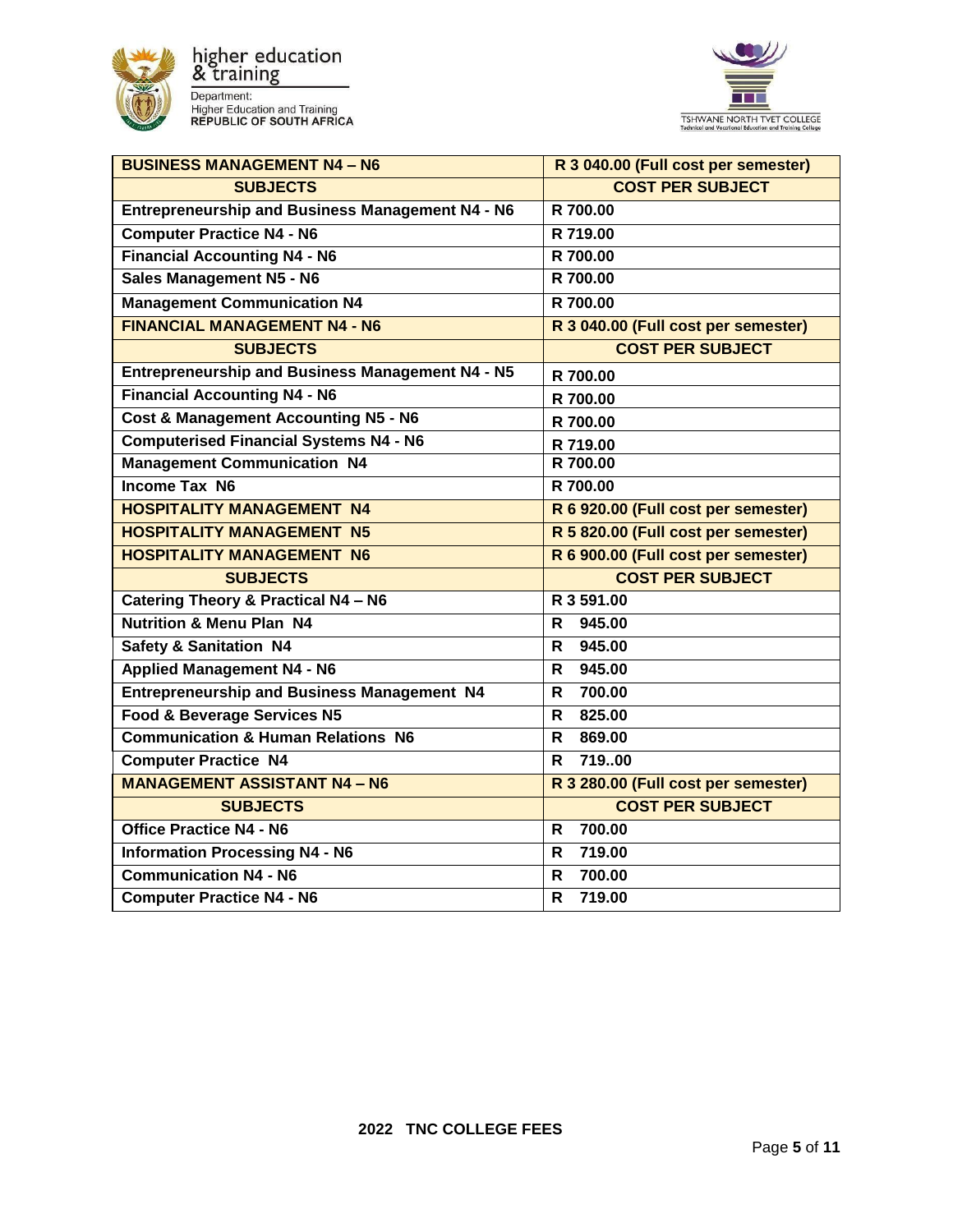| BUSINESS MANAGEMENT N4 – N6 | R 3 040.00 (Full cost per semester) |
|---|---|
| **SUBJECTS** | **COST PER SUBJECT** |
| Entrepreneurship and Business Management N4 - N6 | R 700.00 |
| Computer Practice N4 - N6 | R 719.00 |
| Financial Accounting N4 - N6 | R 700.00 |
| Sales Management N5 - N6 | R 700.00 |
| Management Communication N4 | R 700.00 |
| **FINANCIAL MANAGEMENT N4 - N6** | **R 3 040.00 (Full cost per semester)** |
| **SUBJECTS** | **COST PER SUBJECT** |
| Entrepreneurship and Business Management N4 - N5 | R 700.00 |
| Financial Accounting N4 - N6 | R 700.00 |
| Cost & Management Accounting N5 - N6 | R 700.00 |
| Computerised Financial Systems N4 - N6 | R 719.00 |
| Management Communication N4 | R 700.00 |
| Income Tax N6 | R 700.00 |
| **HOSPITALITY MANAGEMENT N4** | **R 6 920.00 (Full cost per semester)** |
| **HOSPITALITY MANAGEMENT N5** | **R 5 820.00 (Full cost per semester)** |
| **HOSPITALITY MANAGEMENT N6** | **R 6 900.00 (Full cost per semester)** |
| **SUBJECTS** | **COST PER SUBJECT** |
| Catering Theory & Practical N4 – N6 | R 3 591.00 |
| Nutrition & Menu Plan N4 | R 945.00 |
| Safety & Sanitation N4 | R 945.00 |
| Applied Management N4 - N6 | R 945.00 |
| Entrepreneurship and Business Management N4 | R 700.00 |
| Food & Beverage Services N5 | R 825.00 |
| Communication & Human Relations N6 | R 869.00 |
| Computer Practice N4 | R 719..00 |
| **MANAGEMENT ASSISTANT N4 – N6** | **R 3 280.00 (Full cost per semester)** |
| **SUBJECTS** | **COST PER SUBJECT** |
| Office Practice N4 - N6 | R 700.00 |
| Information Processing N4 - N6 | R 719.00 |
| Communication N4 - N6 | R 700.00 |
| Computer Practice N4 - N6 | R 719.00 |

**2022 TNC COLLEGE FEES**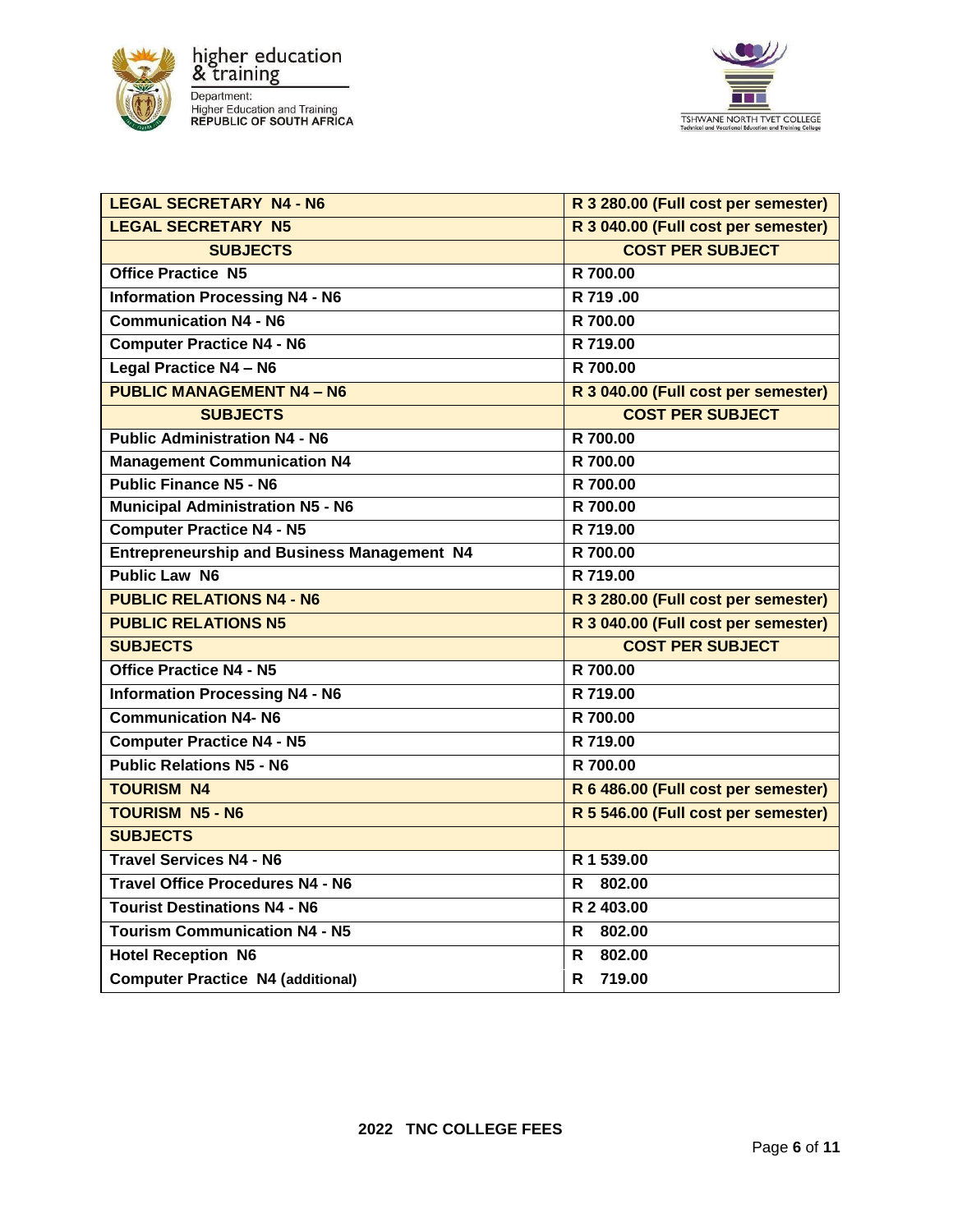| LEGAL SECRETARY N4 - N6 | R 3 280.00 (Full cost per semester) |
|---|---|
| LEGAL SECRETARY N5 | R 3 040.00 (Full cost per semester) |
| SUBJECTS | COST PER SUBJECT |
| Office Practice N5 | R 700.00 |
| Information Processing N4 - N6 | R 719 .00 |
| Communication N4 - N6 | R 700.00 |
| Computer Practice N4 - N6 | R 719.00 |
| Legal Practice N4 – N6 | R 700.00 |
| PUBLIC MANAGEMENT N4 – N6 | R 3 040.00 (Full cost per semester) |
| SUBJECTS | COST PER SUBJECT |
| Public Administration N4 - N6 | R 700.00 |
| Management Communication N4 | R 700.00 |
| Public Finance N5 - N6 | R 700.00 |
| Municipal Administration N5 - N6 | R 700.00 |
| Computer Practice N4 - N5 | R 719.00 |
| Entrepreneurship and Business Management N4 | R 700.00 |
| Public Law N6 | R 719.00 |
| PUBLIC RELATIONS N4 - N6 | R 3 280.00 (Full cost per semester) |
| PUBLIC RELATIONS N5 | R 3 040.00 (Full cost per semester) |
| SUBJECTS | COST PER SUBJECT |
| Office Practice N4 - N5 | R 700.00 |
| Information Processing N4 - N6 | R 719.00 |
| Communication N4- N6 | R 700.00 |
| Computer Practice N4 - N5 | R 719.00 |
| Public Relations N5 - N6 | R 700.00 |
| TOURISM N4 | R 6 486.00 (Full cost per semester) |
| TOURISM N5 - N6 | R 5 546.00 (Full cost per semester) |
| SUBJECTS | |
| Travel Services N4 - N6 | R 1 539.00 |
| Travel Office Procedures N4 - N6 | R 802.00 |
| Tourist Destinations N4 - N6 | R 2 403.00 |
| Tourism Communication N4 - N5 | R 802.00 |
| Hotel Reception N6 | R 802.00 |
| Computer Practice N4 (additional) | R 719.00 |

**2022 TNC COLLEGE FEES**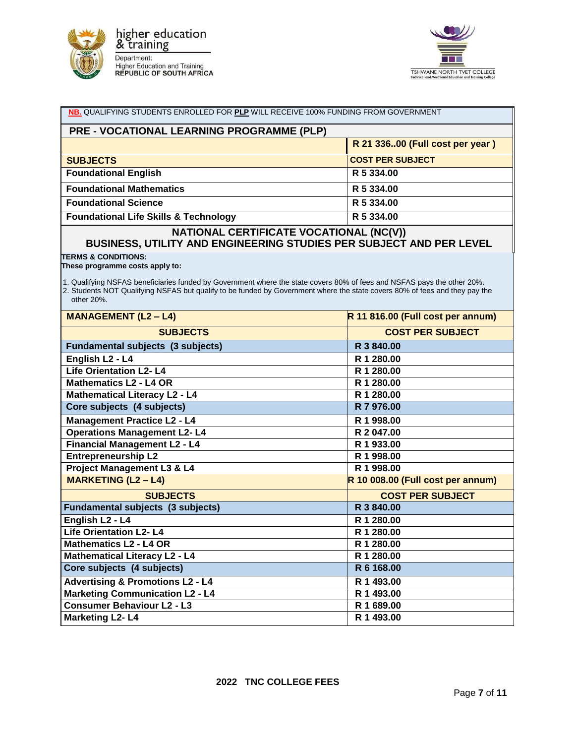**NB.** QUALIFYING STUDENTS ENROLLED FOR **PLP** WILL RECEIVE 100% FUNDING FROM GOVERNMENT

## PRE - VOCATIONAL LEARNING PROGRAMME (PLP)

| | R 21 336..00 (Full cost per year ) |
|---|---|
| **SUBJECTS** | **COST PER SUBJECT** |
| Foundational English | R 5 334.00 |
| Foundational Mathematics | R 5 334.00 |
| Foundational Science | R 5 334.00 |
| Foundational Life Skills & Technology | R 5 334.00 |

## NATIONAL CERTIFICATE VOCATIONAL (NC(V)) BUSINESS, UTILITY AND ENGINEERING STUDIES PER SUBJECT AND PER LEVEL

**TERMS & CONDITIONS:**
**These programme costs apply to:**

1. Qualifying NSFAS beneficiaries funded by Government where the state covers 80% of fees and NSFAS pays the other 20%.
2. Students NOT Qualifying NSFAS but qualify to be funded by Government where the state covers 80% of fees and they pay the other 20%.

| MANAGEMENT (L2 – L4) | R 11 816.00 (Full cost per annum) |
|---|---|
| **SUBJECTS** | **COST PER SUBJECT** |
| **Fundamental subjects (3 subjects)** | **R 3 840.00** |
| English L2 - L4 | R 1 280.00 |
| Life Orientation L2- L4 | R 1 280.00 |
| Mathematics L2 - L4 OR | R 1 280.00 |
| Mathematical Literacy L2 - L4 | R 1 280.00 |
| **Core subjects (4 subjects)** | **R 7 976.00** |
| Management Practice L2 - L4 | R 1 998.00 |
| Operations Management L2- L4 | R 2 047.00 |
| Financial Management L2 - L4 | R 1 933.00 |
| Entrepreneurship L2 | R 1 998.00 |
| Project Management L3 & L4 | R 1 998.00 |

| MARKETING (L2 – L4) | R 10 008.00 (Full cost per annum) |
|---|---|
| **SUBJECTS** | **COST PER SUBJECT** |
| **Fundamental subjects (3 subjects)** | **R 3 840.00** |
| English L2 - L4 | R 1 280.00 |
| Life Orientation L2- L4 | R 1 280.00 |
| Mathematics L2 - L4 OR | R 1 280.00 |
| Mathematical Literacy L2 - L4 | R 1 280.00 |
| **Core subjects (4 subjects)** | **R 6 168.00** |
| Advertising & Promotions L2 - L4 | R 1 493.00 |
| Marketing Communication L2 - L4 | R 1 493.00 |
| Consumer Behaviour L2 - L3 | R 1 689.00 |
| Marketing L2- L4 | R 1 493.00 |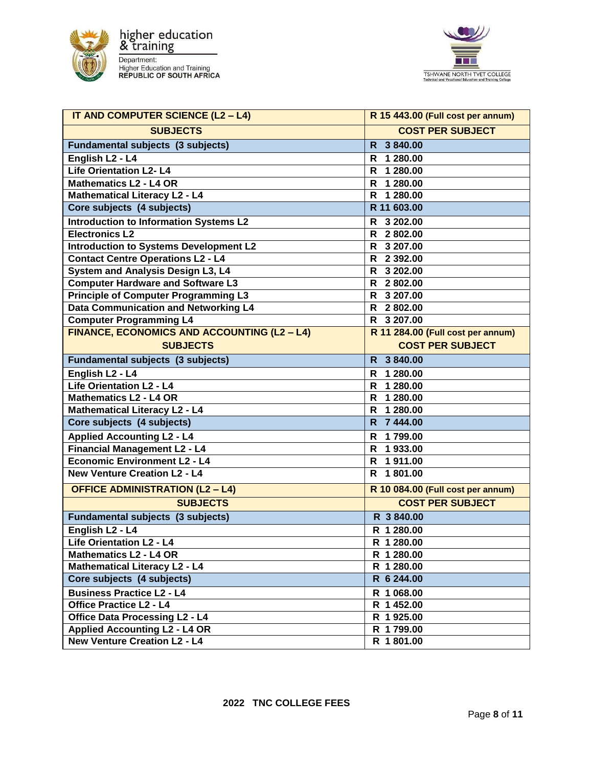| IT AND COMPUTER SCIENCE (L2 – L4) | R 15 443.00 (Full cost per annum) |
|---|---|
| **SUBJECTS** | **COST PER SUBJECT** |
| **Fundamental subjects (3 subjects)** | **R 3 840.00** |
| English L2 - L4 | R 1 280.00 |
| Life Orientation L2- L4 | R 1 280.00 |
| Mathematics L2 - L4 OR | R 1 280.00 |
| Mathematical Literacy L2 - L4 | R 1 280.00 |
| **Core subjects (4 subjects)** | **R 11 603.00** |
| Introduction to Information Systems L2 | R 3 202.00 |
| Electronics L2 | R 2 802.00 |
| Introduction to Systems Development L2 | R 3 207.00 |
| Contact Centre Operations L2 - L4 | R 2 392.00 |
| System and Analysis Design L3, L4 | R 3 202.00 |
| Computer Hardware and Software L3 | R 2 802.00 |
| Principle of Computer Programming L3 | R 3 207.00 |
| Data Communication and Networking L4 | R 2 802.00 |
| Computer Programming L4 | R 3 207.00 |

| FINANCE, ECONOMICS AND ACCOUNTING (L2 – L4) | R 11 284.00 (Full cost per annum) |
|---|---|
| **SUBJECTS** | **COST PER SUBJECT** |
| **Fundamental subjects (3 subjects)** | **R 3 840.00** |
| English L2 - L4 | R 1 280.00 |
| Life Orientation L2 - L4 | R 1 280.00 |
| Mathematics L2 - L4 OR | R 1 280.00 |
| Mathematical Literacy L2 - L4 | R 1 280.00 |
| **Core subjects (4 subjects)** | **R 7 444.00** |
| Applied Accounting L2 - L4 | R 1 799.00 |
| Financial Management L2 - L4 | R 1 933.00 |
| Economic Environment L2 - L4 | R 1 911.00 |
| New Venture Creation L2 - L4 | R 1 801.00 |

| OFFICE ADMINISTRATION (L2 – L4) | R 10 084.00 (Full cost per annum) |
|---|---|
| **SUBJECTS** | **COST PER SUBJECT** |
| **Fundamental subjects (3 subjects)** | **R 3 840.00** |
| English L2 - L4 | R 1 280.00 |
| Life Orientation L2 - L4 | R 1 280.00 |
| Mathematics L2 - L4 OR | R 1 280.00 |
| Mathematical Literacy L2 - L4 | R 1 280.00 |
| **Core subjects (4 subjects)** | **R 6 244.00** |
| Business Practice L2 - L4 | R 1 068.00 |
| Office Practice L2 - L4 | R 1 452.00 |
| Office Data Processing L2 - L4 | R 1 925.00 |
| Applied Accounting L2 - L4 OR | R 1 799.00 |
| New Venture Creation L2 - L4 | R 1 801.00 |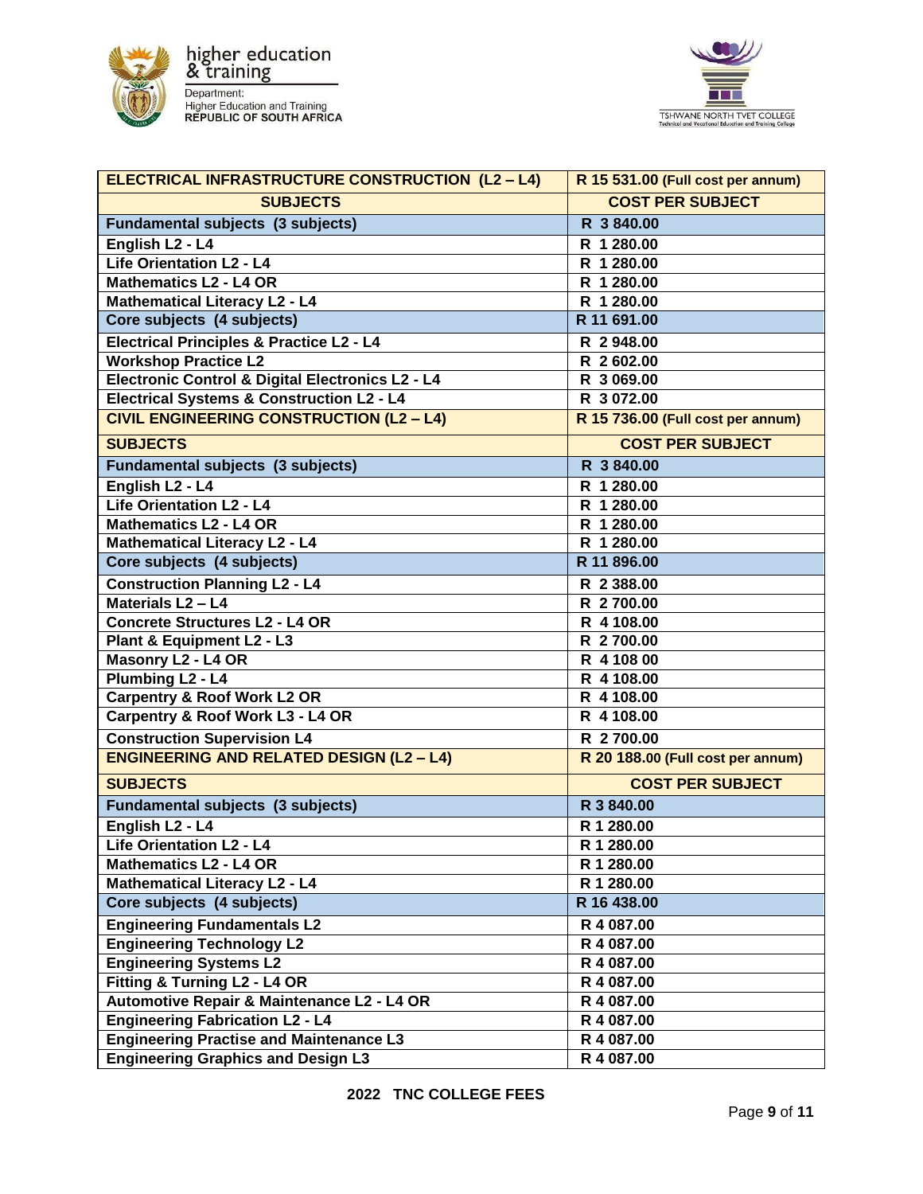| ELECTRICAL INFRASTRUCTURE CONSTRUCTION (L2 – L4) | R 15 531.00 (Full cost per annum) |
|---|---|
| **SUBJECTS** | **COST PER SUBJECT** |
| **Fundamental subjects (3 subjects)** | **R 3 840.00** |
| English L2 - L4 | R 1 280.00 |
| Life Orientation L2 - L4 | R 1 280.00 |
| Mathematics L2 - L4 OR | R 1 280.00 |
| Mathematical Literacy L2 - L4 | R 1 280.00 |
| **Core subjects (4 subjects)** | **R 11 691.00** |
| Electrical Principles & Practice L2 - L4 | R 2 948.00 |
| Workshop Practice L2 | R 2 602.00 |
| Electronic Control & Digital Electronics L2 - L4 | R 3 069.00 |
| Electrical Systems & Construction L2 - L4 | R 3 072.00 |
| **CIVIL ENGINEERING CONSTRUCTION (L2 – L4)** | **R 15 736.00 (Full cost per annum)** |
| **SUBJECTS** | **COST PER SUBJECT** |
| **Fundamental subjects (3 subjects)** | **R 3 840.00** |
| English L2 - L4 | R 1 280.00 |
| Life Orientation L2 - L4 | R 1 280.00 |
| Mathematics L2 - L4 OR | R 1 280.00 |
| Mathematical Literacy L2 - L4 | R 1 280.00 |
| **Core subjects (4 subjects)** | **R 11 896.00** |
| Construction Planning L2 - L4 | R 2 388.00 |
| Materials L2 – L4 | R 2 700.00 |
| Concrete Structures L2 - L4 OR | R 4 108.00 |
| Plant & Equipment L2 - L3 | R 2 700.00 |
| Masonry L2 - L4 OR | R 4 108 00 |
| Plumbing L2 - L4 | R 4 108.00 |
| Carpentry & Roof Work L2 OR | R 4 108.00 |
| Carpentry & Roof Work L3 - L4 OR | R 4 108.00 |
| Construction Supervision L4 | R 2 700.00 |
| **ENGINEERING AND RELATED DESIGN (L2 – L4)** | **R 20 188.00 (Full cost per annum)** |
| **SUBJECTS** | **COST PER SUBJECT** |
| **Fundamental subjects (3 subjects)** | **R 3 840.00** |
| English L2 - L4 | R 1 280.00 |
| Life Orientation L2 - L4 | R 1 280.00 |
| Mathematics L2 - L4 OR | R 1 280.00 |
| Mathematical Literacy L2 - L4 | R 1 280.00 |
| **Core subjects (4 subjects)** | **R 16 438.00** |
| Engineering Fundamentals L2 | R 4 087.00 |
| Engineering Technology L2 | R 4 087.00 |
| Engineering Systems L2 | R 4 087.00 |
| Fitting & Turning L2 - L4 OR | R 4 087.00 |
| Automotive Repair & Maintenance L2 - L4 OR | R 4 087.00 |
| Engineering Fabrication L2 - L4 | R 4 087.00 |
| Engineering Practise and Maintenance L3 | R 4 087.00 |
| Engineering Graphics and Design L3 | R 4 087.00 |

**2022 TNC COLLEGE FEES**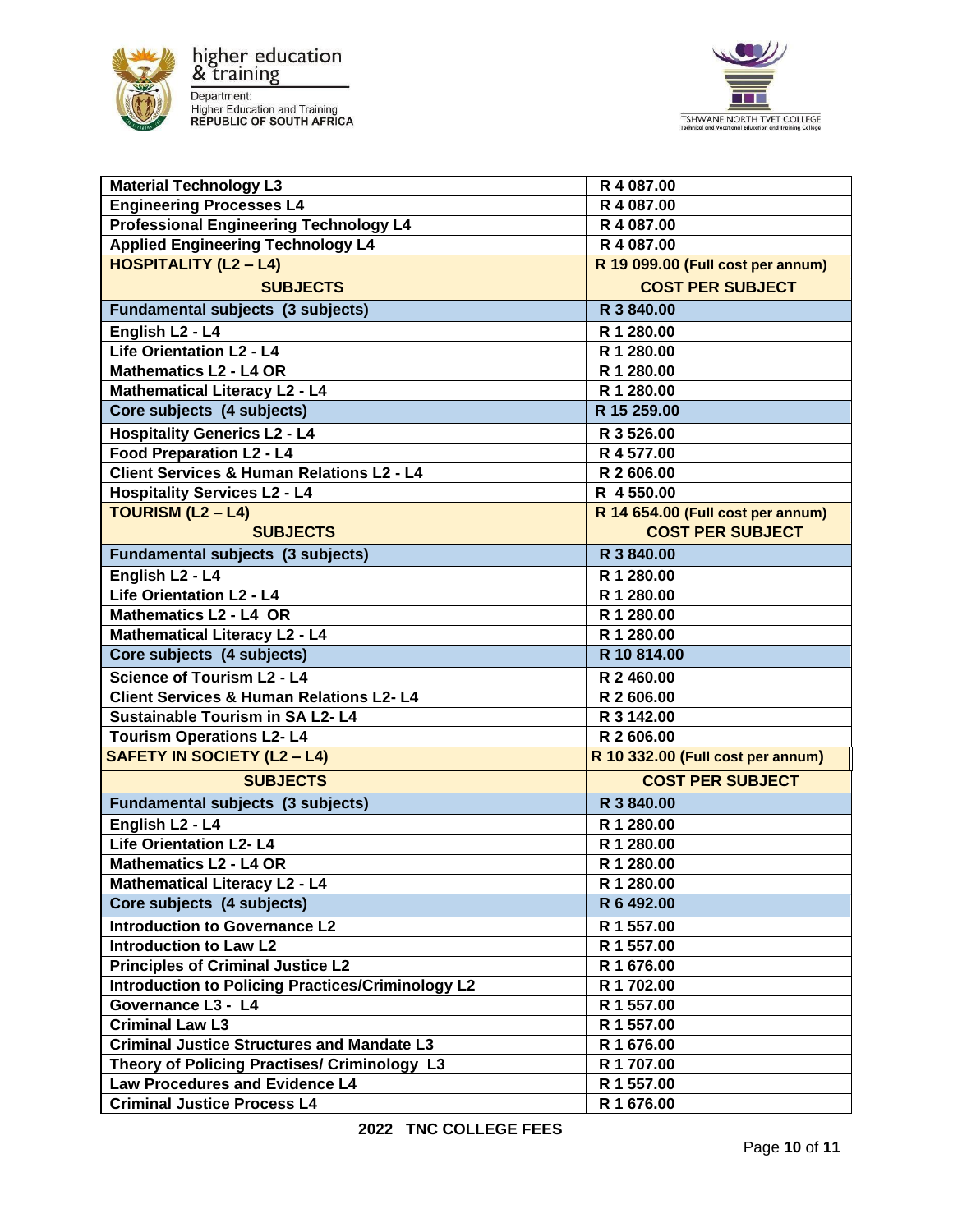| | |
|---|---|
| **Material Technology L3** | **R 4 087.00** |
| **Engineering Processes L4** | **R 4 087.00** |
| **Professional Engineering Technology L4** | **R 4 087.00** |
| **Applied Engineering Technology L4** | **R 4 087.00** |
| **HOSPITALITY (L2 – L4)** | **R 19 099.00 (Full cost per annum)** |
| **SUBJECTS** | **COST PER SUBJECT** |
| **Fundamental subjects (3 subjects)** | **R 3 840.00** |
| **English L2 - L4** | **R 1 280.00** |
| **Life Orientation L2 - L4** | **R 1 280.00** |
| **Mathematics L2 - L4 OR** | **R 1 280.00** |
| **Mathematical Literacy L2 - L4** | **R 1 280.00** |
| **Core subjects (4 subjects)** | **R 15 259.00** |
| **Hospitality Generics L2 - L4** | **R 3 526.00** |
| **Food Preparation L2 - L4** | **R 4 577.00** |
| **Client Services & Human Relations L2 - L4** | **R 2 606.00** |
| **Hospitality Services L2 - L4** | **R 4 550.00** |
| **TOURISM (L2 – L4)** | **R 14 654.00 (Full cost per annum)** |
| **SUBJECTS** | **COST PER SUBJECT** |
| **Fundamental subjects (3 subjects)** | **R 3 840.00** |
| **English L2 - L4** | **R 1 280.00** |
| **Life Orientation L2 - L4** | **R 1 280.00** |
| **Mathematics L2 - L4 OR** | **R 1 280.00** |
| **Mathematical Literacy L2 - L4** | **R 1 280.00** |
| **Core subjects (4 subjects)** | **R 10 814.00** |
| **Science of Tourism L2 - L4** | **R 2 460.00** |
| **Client Services & Human Relations L2- L4** | **R 2 606.00** |
| **Sustainable Tourism in SA L2- L4** | **R 3 142.00** |
| **Tourism Operations L2- L4** | **R 2 606.00** |
| **SAFETY IN SOCIETY (L2 – L4)** | **R 10 332.00 (Full cost per annum)** |
| **SUBJECTS** | **COST PER SUBJECT** |
| **Fundamental subjects (3 subjects)** | **R 3 840.00** |
| **English L2 - L4** | **R 1 280.00** |
| **Life Orientation L2- L4** | **R 1 280.00** |
| **Mathematics L2 - L4 OR** | **R 1 280.00** |
| **Mathematical Literacy L2 - L4** | **R 1 280.00** |
| **Core subjects (4 subjects)** | **R 6 492.00** |
| **Introduction to Governance L2** | **R 1 557.00** |
| **Introduction to Law L2** | **R 1 557.00** |
| **Principles of Criminal Justice L2** | **R 1 676.00** |
| **Introduction to Policing Practices/Criminology L2** | **R 1 702.00** |
| **Governance L3 - L4** | **R 1 557.00** |
| **Criminal Law L3** | **R 1 557.00** |
| **Criminal Justice Structures and Mandate L3** | **R 1 676.00** |
| **Theory of Policing Practises/ Criminology L3** | **R 1 707.00** |
| **Law Procedures and Evidence L4** | **R 1 557.00** |
| **Criminal Justice Process L4** | **R 1 676.00** |

**2022 TNC COLLEGE FEES**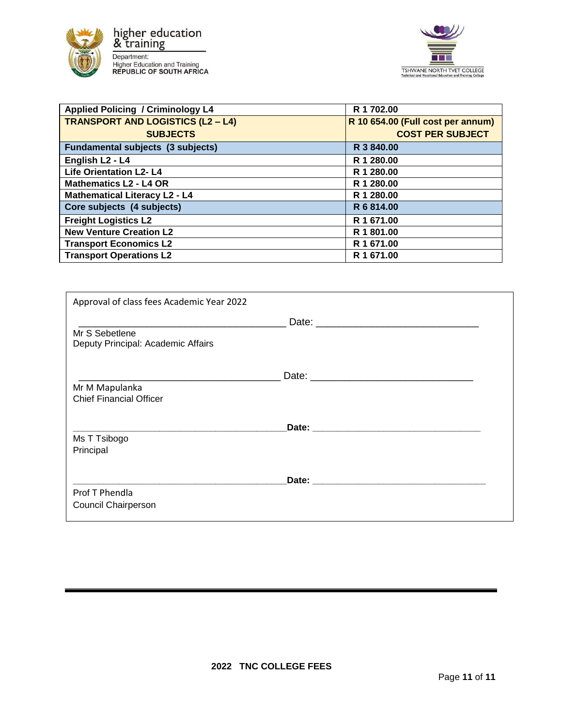| | |
|---|---|
| **Applied Policing / Criminology L4** | **R 1 702.00** |
| **TRANSPORT AND LOGISTICS (L2 – L4)** | **R 10 654.00 (Full cost per annum)** |
| **SUBJECTS** | **COST PER SUBJECT** |
| **Fundamental subjects (3 subjects)** | **R 3 840.00** |
| **English L2 - L4** | **R 1 280.00** |
| **Life Orientation L2- L4** | **R 1 280.00** |
| **Mathematics L2 - L4 OR** | **R 1 280.00** |
| **Mathematical Literacy L2 - L4** | **R 1 280.00** |
| **Core subjects (4 subjects)** | **R 6 814.00** |
| **Freight Logistics L2** | **R 1 671.00** |
| **New Venture Creation L2** | **R 1 801.00** |
| **Transport Economics L2** | **R 1 671.00** |
| **Transport Operations L2** | **R 1 671.00** |

Approval of class fees Academic Year 2022

______________________________________ Date: ______________________________

Mr S Sebetlene
Deputy Principal: Academic Affairs

______________________________________ Date: ______________________________

Mr M Mapulanka
Chief Financial Officer

______________________________________ **Date:** ______________________________

Ms T Tsibogo
Principal

______________________________________ **Date:** ______________________________

Prof T Phendla
Council Chairperson